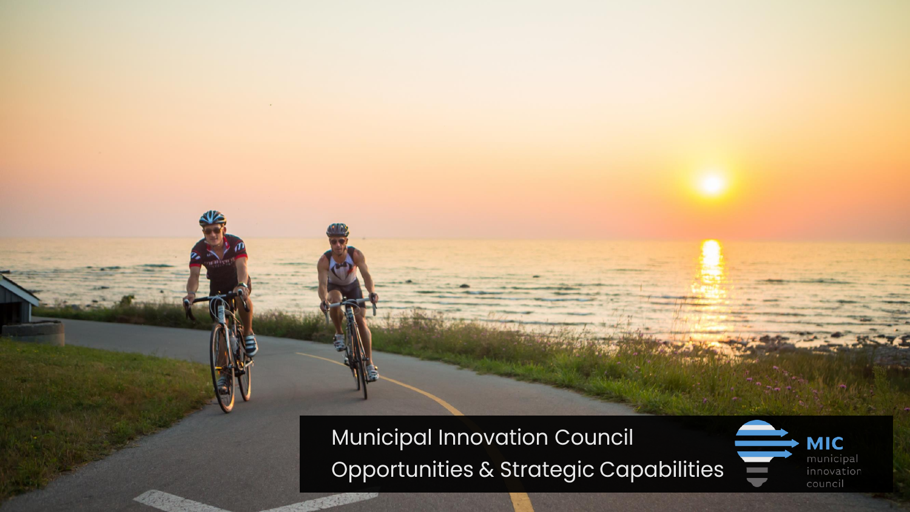# Municipal Innovation Council

## Opportunities & Strategic Capabilities

MIC
municipal
innovation
council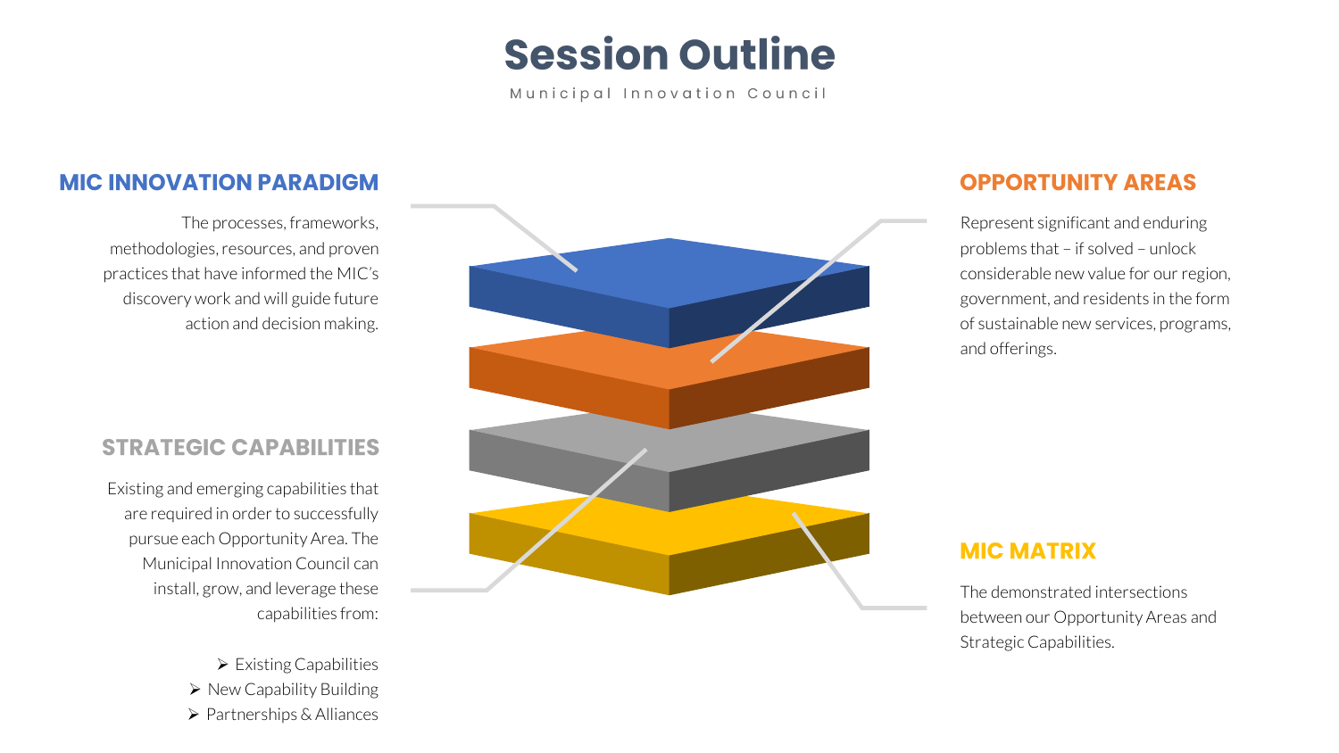# Session Outline

Municipal Innovation Council

## MIC INNOVATION PARADIGM

The processes, frameworks, methodologies, resources, and proven practices that have informed the MIC's discovery work and will guide future action and decision making.

## OPPORTUNITY AREAS

Represent significant and enduring problems that – if solved – unlock considerable new value for our region, government, and residents in the form of sustainable new services, programs, and offerings.

## STRATEGIC CAPABILITIES

Existing and emerging capabilities that are required in order to successfully pursue each Opportunity Area. The Municipal Innovation Council can install, grow, and leverage these capabilities from:

- Existing Capabilities
- New Capability Building
- Partnerships & Alliances

## MIC MATRIX

The demonstrated intersections between our Opportunity Areas and Strategic Capabilities.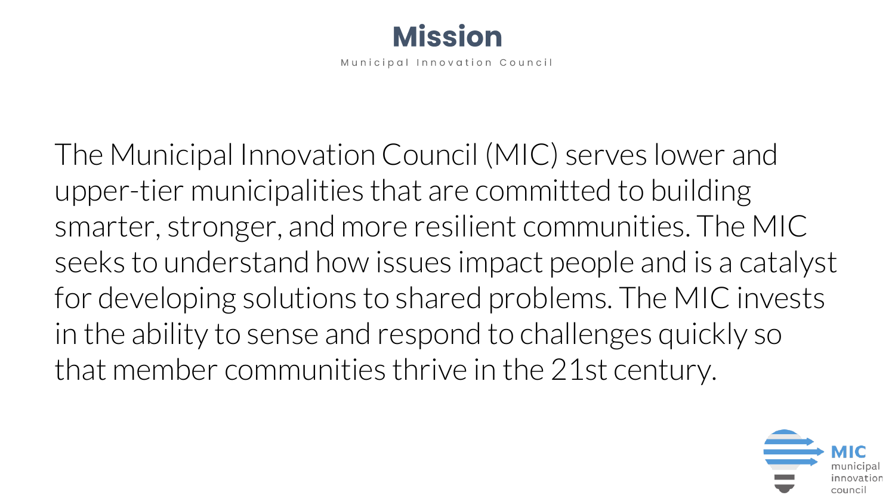# Mission

Municipal Innovation Council

The Municipal Innovation Council (MIC) serves lower and upper-tier municipalities that are committed to building smarter, stronger, and more resilient communities. The MIC seeks to understand how issues impact people and is a catalyst for developing solutions to shared problems. The MIC invests in the ability to sense and respond to challenges quickly so that member communities thrive in the 21st century.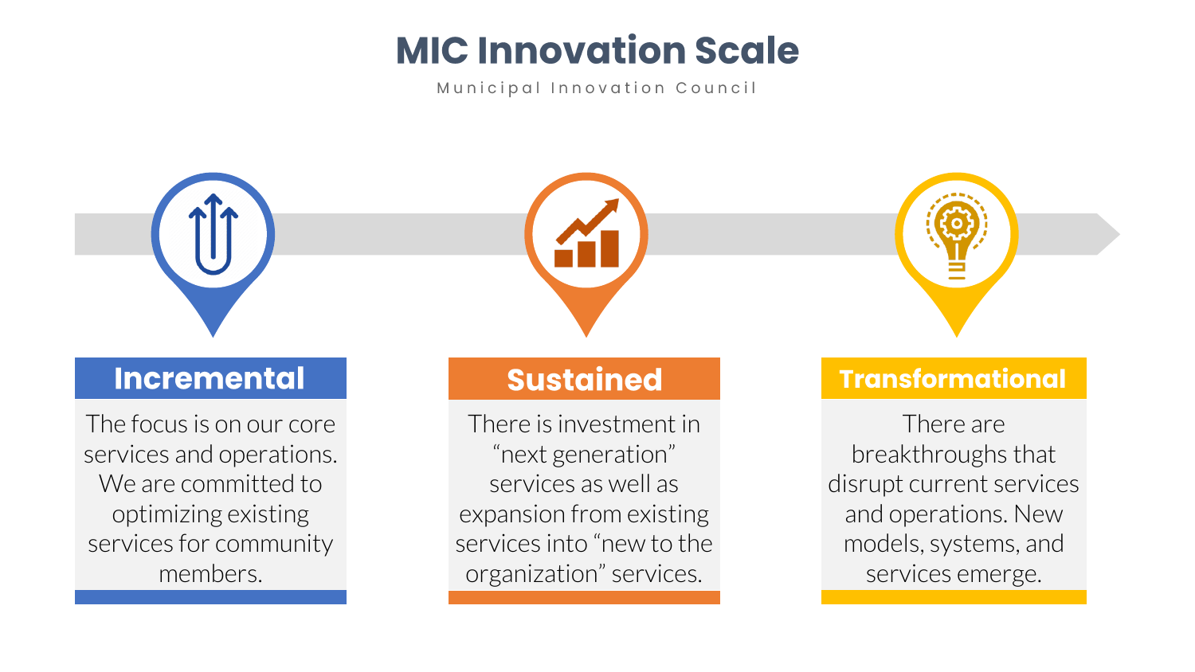# MIC Innovation Scale

Municipal Innovation Council

## Incremental

The focus is on our core services and operations. We are committed to optimizing existing services for community members.

## Sustained

There is investment in "next generation" services as well as expansion from existing services into "new to the organization" services.

## Transformational

There are breakthroughs that disrupt current services and operations. New models, systems, and services emerge.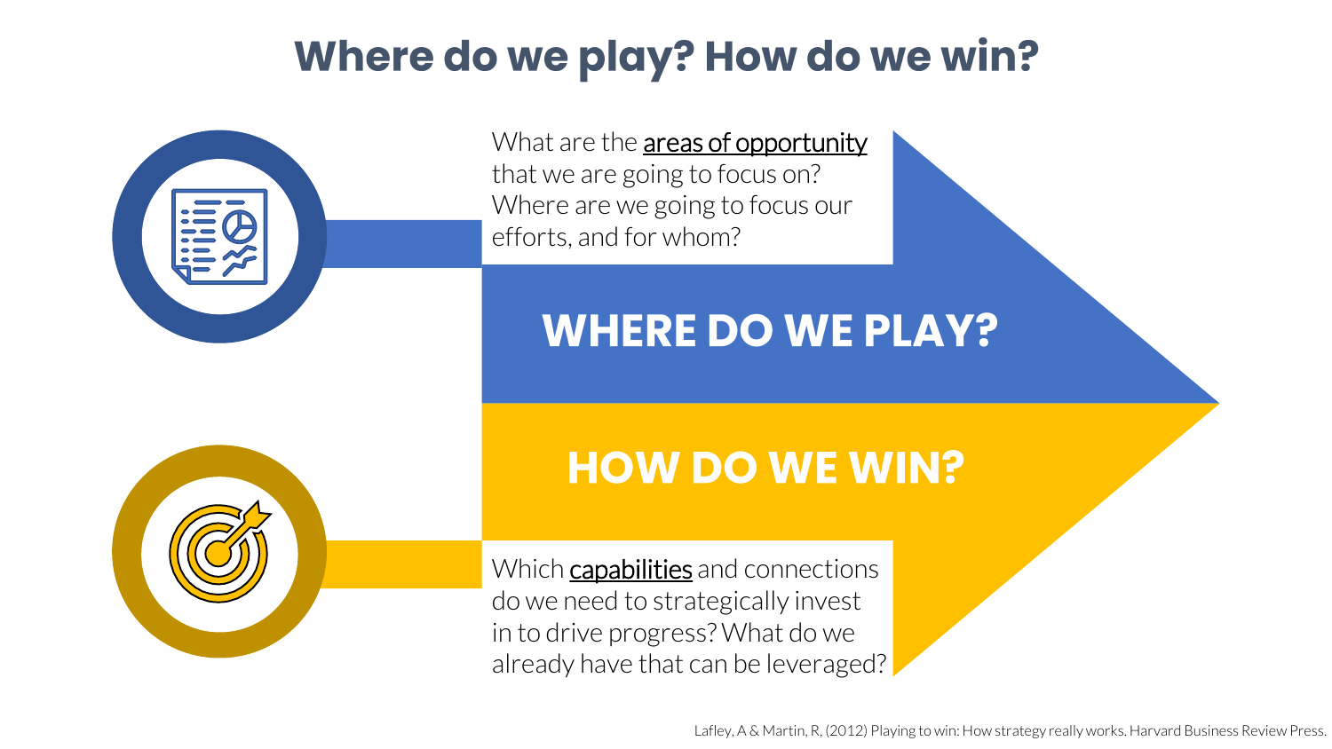# Where do we play? How do we win?

What are the areas of opportunity that we are going to focus on? Where are we going to focus our efforts, and for whom?

## WHERE DO WE PLAY?

## HOW DO WE WIN?

Which capabilities and connections do we need to strategically invest in to drive progress? What do we already have that can be leveraged?

Lafley, A & Martin, R, (2012) Playing to win: How strategy really works. Harvard Business Review Press.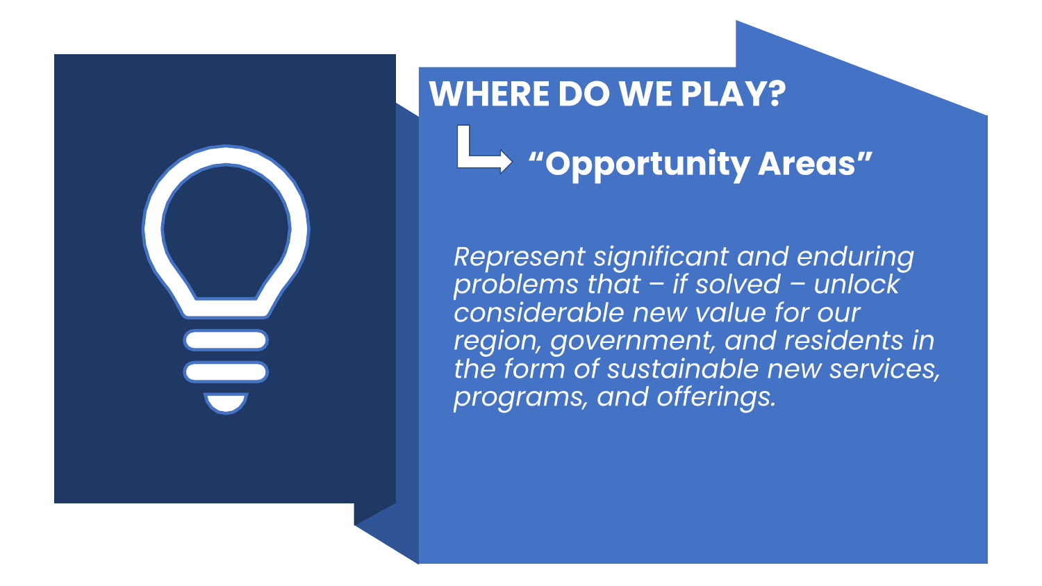## WHERE DO WE PLAY?

↳ **"Opportunity Areas"**

*Represent significant and enduring problems that – if solved – unlock considerable new value for our region, government, and residents in the form of sustainable new services, programs, and offerings.*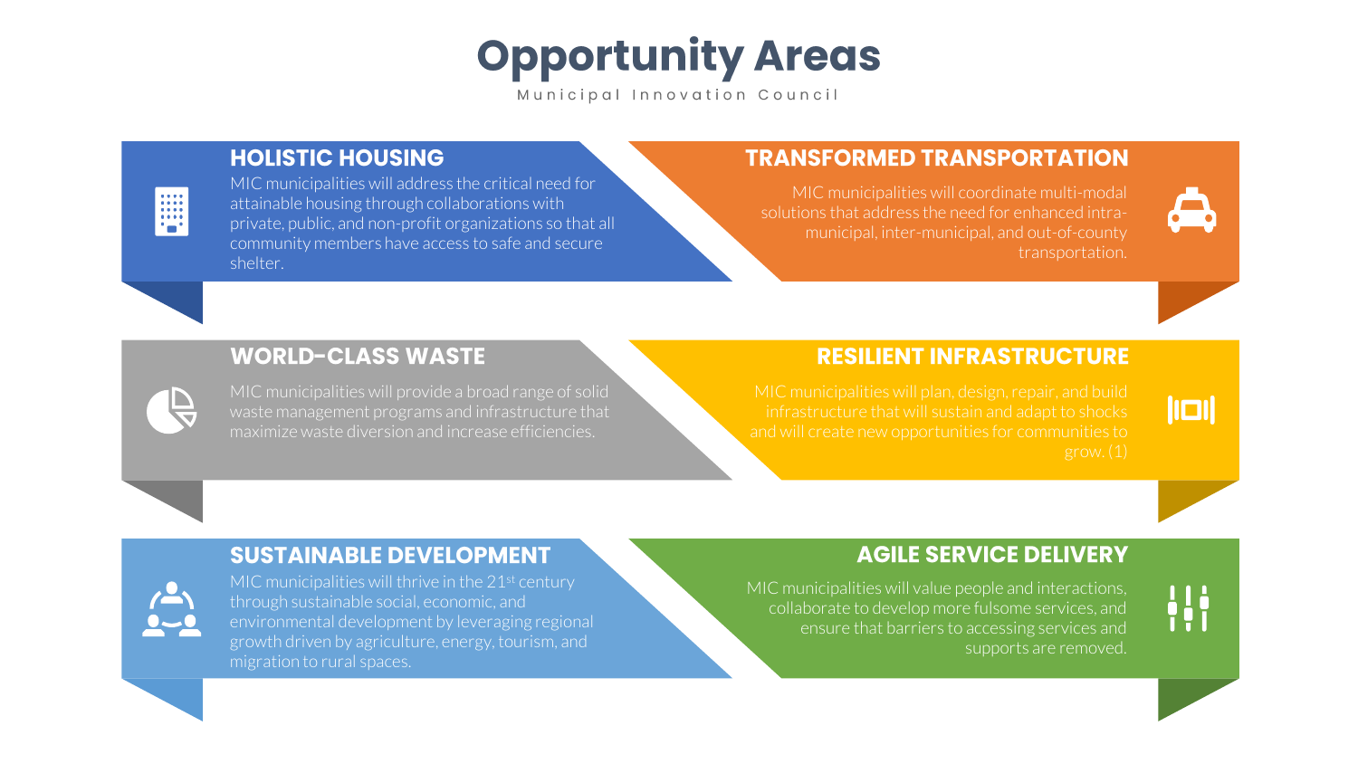# Opportunity Areas

Municipal Innovation Council

## HOLISTIC HOUSING

MIC municipalities will address the critical need for attainable housing through collaborations with private, public, and non-profit organizations so that all community members have access to safe and secure shelter.

## TRANSFORMED TRANSPORTATION

MIC municipalities will coordinate multi-modal solutions that address the need for enhanced intra-municipal, inter-municipal, and out-of-county transportation.

## WORLD-CLASS WASTE

MIC municipalities will provide a broad range of solid waste management programs and infrastructure that maximize waste diversion and increase efficiencies.

## RESILIENT INFRASTRUCTURE

MIC municipalities will plan, design, repair, and build infrastructure that will sustain and adapt to shocks and will create new opportunities for communities to grow. (1)

## SUSTAINABLE DEVELOPMENT

MIC municipalities will thrive in the 21st century through sustainable social, economic, and environmental development by leveraging regional growth driven by agriculture, energy, tourism, and migration to rural spaces.

## AGILE SERVICE DELIVERY

MIC municipalities will value people and interactions, collaborate to develop more fulsome services, and ensure that barriers to accessing services and supports are removed.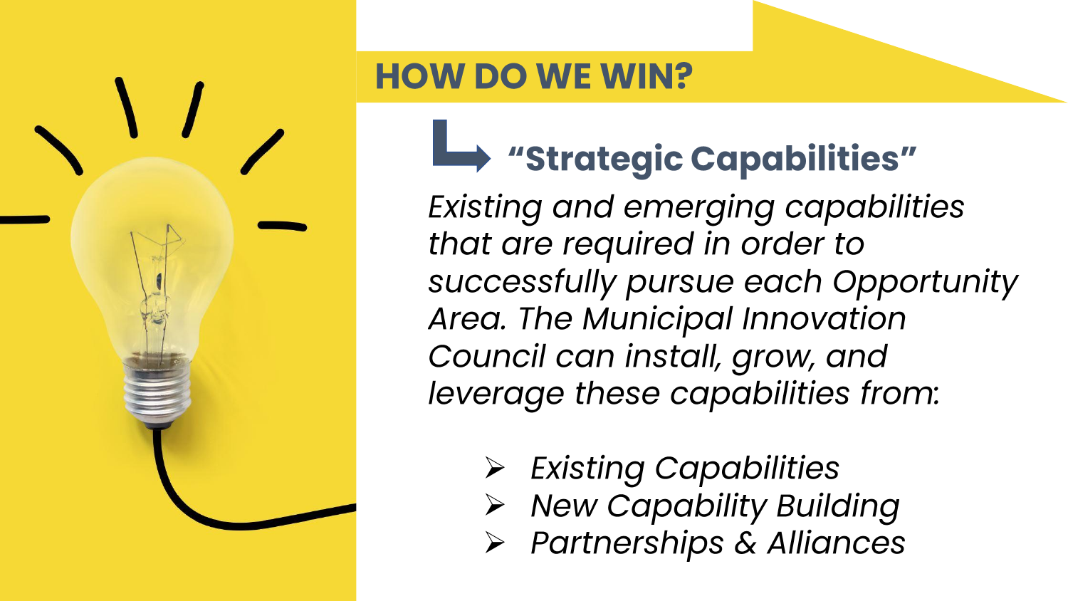# HOW DO WE WIN?

## "Strategic Capabilities"

*Existing and emerging capabilities that are required in order to successfully pursue each Opportunity Area. The Municipal Innovation Council can install, grow, and leverage these capabilities from:*

- *Existing Capabilities*
- *New Capability Building*
- *Partnerships & Alliances*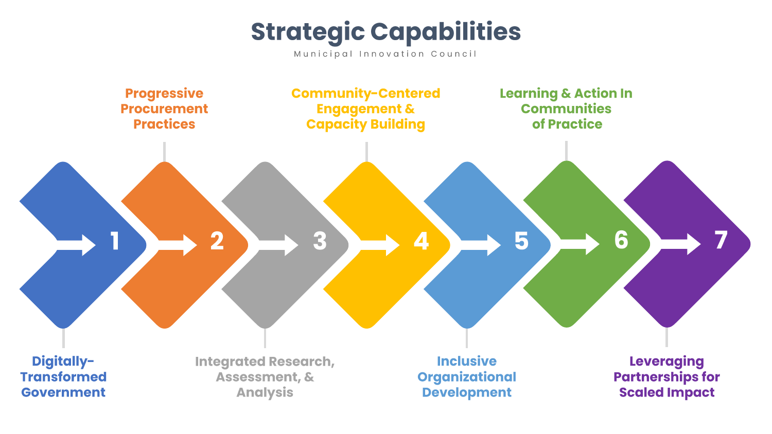# Strategic Capabilities

Municipal Innovation Council

1. Digitally-Transformed Government
2. Progressive Procurement Practices
3. Integrated Research, Assessment, & Analysis
4. Community-Centered Engagement & Capacity Building
5. Inclusive Organizational Development
6. Learning & Action In Communities of Practice
7. Leveraging Partnerships for Scaled Impact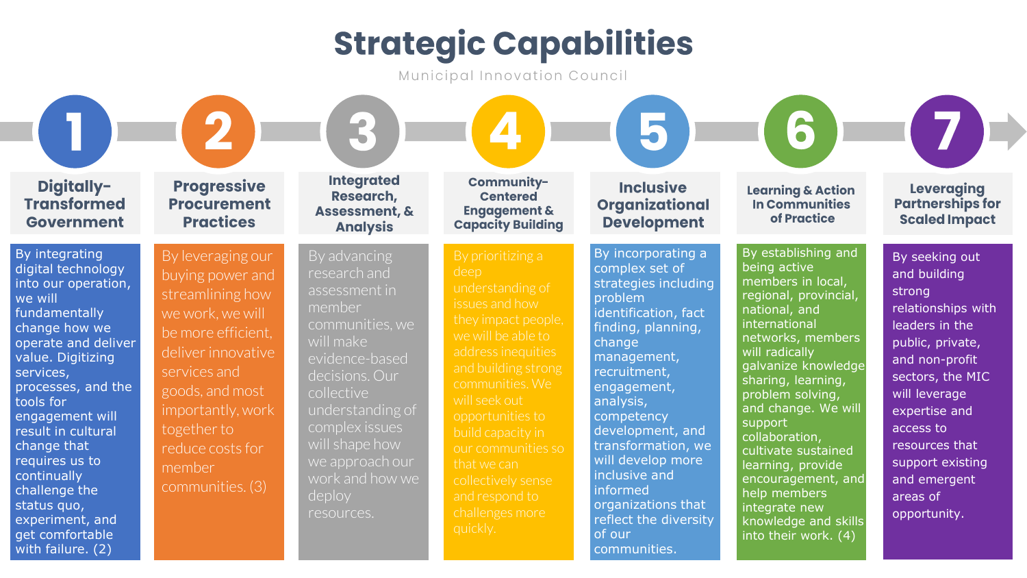# Strategic Capabilities

Municipal Innovation Council

## 1 Digitally-Transformed Government

By integrating digital technology into our operation, we will fundamentally change how we operate and deliver value. Digitizing services, processes, and the tools for engagement will result in cultural change that requires us to continually challenge the status quo, experiment, and get comfortable with failure. (2)

## 2 Progressive Procurement Practices

By leveraging our buying power and streamlining how we work, we will be more efficient, deliver innovative services and goods, and most importantly, work together to reduce costs for member communities. (3)

## 3 Integrated Research, Assessment, & Analysis

By advancing research and assessment in member communities, we will make evidence-based decisions. Our collective understanding of complex issues will shape how we approach our work and how we deploy resources.

## 4 Community-Centered Engagement & Capacity Building

By prioritizing a deep understanding of issues and how they impact people, we will be able to address inequities and building strong communities. We will seek out opportunities to build capacity in our communities so that we can collectively sense and respond to challenges more quickly.

## 5 Inclusive Organizational Development

By incorporating a complex set of strategies including problem identification, fact finding, planning, change management, recruitment, engagement, analysis, competency development, and transformation, we will develop more inclusive and informed organizations that reflect the diversity of our communities.

## 6 Learning & Action In Communities of Practice

By establishing and being active members in local, regional, provincial, national, and international networks, members will radically galvanize knowledge sharing, learning, problem solving, and change. We will support collaboration, cultivate sustained learning, provide encouragement, and help members integrate new knowledge and skills into their work. (4)

## 7 Leveraging Partnerships for Scaled Impact

By seeking out and building strong relationships with leaders in the public, private, and non-profit sectors, the MIC will leverage expertise and access to resources that support existing and emergent areas of opportunity.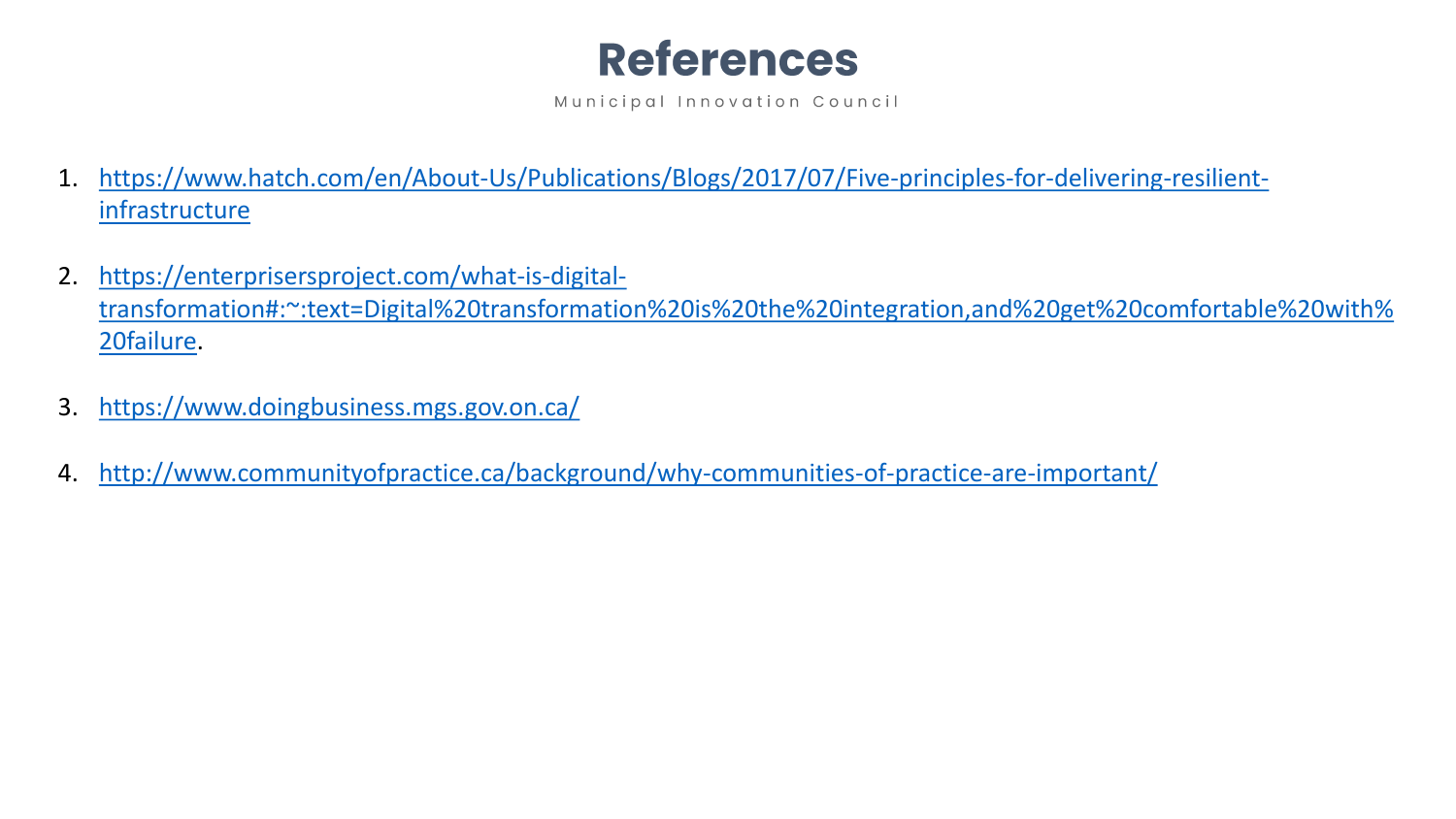# References

Municipal Innovation Council

1. https://www.hatch.com/en/About-Us/Publications/Blogs/2017/07/Five-principles-for-delivering-resilient-infrastructure

2. https://enterprisersproject.com/what-is-digital-transformation#:~:text=Digital%20transformation%20is%20the%20integration,and%20get%20comfortable%20with%20failure.

3. https://www.doingbusiness.mgs.gov.on.ca/

4. http://www.communityofpractice.ca/background/why-communities-of-practice-are-important/